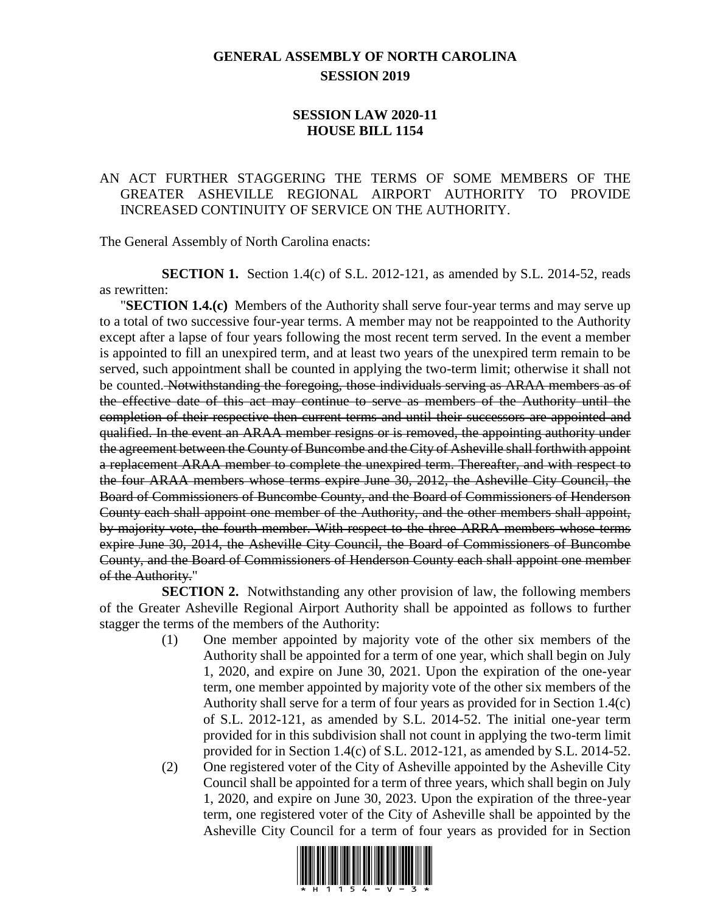# GENERAL ASSEMBLY OF NORTH CAROLINA
## SESSION 2019

### SESSION LAW 2020-11
### HOUSE BILL 1154

AN ACT FURTHER STAGGERING THE TERMS OF SOME MEMBERS OF THE GREATER ASHEVILLE REGIONAL AIRPORT AUTHORITY TO PROVIDE INCREASED CONTINUITY OF SERVICE ON THE AUTHORITY.

The General Assembly of North Carolina enacts:

**SECTION 1.** Section 1.4(c) of S.L. 2012-121, as amended by S.L. 2014-52, reads as rewritten:

"**SECTION 1.4.(c)** Members of the Authority shall serve four-year terms and may serve up to a total of two successive four-year terms. A member may not be reappointed to the Authority except after a lapse of four years following the most recent term served. In the event a member is appointed to fill an unexpired term, and at least two years of the unexpired term remain to be served, such appointment shall be counted in applying the two-term limit; otherwise it shall not be counted.~~ Notwithstanding the foregoing, those individuals serving as ARAA members as of the effective date of this act may continue to serve as members of the Authority until the completion of their respective then current terms and until their successors are appointed and qualified. In the event an ARAA member resigns or is removed, the appointing authority under the agreement between the County of Buncombe and the City of Asheville shall forthwith appoint a replacement ARAA member to complete the unexpired term. Thereafter, and with respect to the four ARAA members whose terms expire June 30, 2012, the Asheville City Council, the Board of Commissioners of Buncombe County, and the Board of Commissioners of Henderson County each shall appoint one member of the Authority, and the other members shall appoint, by majority vote, the fourth member. With respect to the three ARRA members whose terms expire June 30, 2014, the Asheville City Council, the Board of Commissioners of Buncombe County, and the Board of Commissioners of Henderson County each shall appoint one member of the Authority.~~"

**SECTION 2.** Notwithstanding any other provision of law, the following members of the Greater Asheville Regional Airport Authority shall be appointed as follows to further stagger the terms of the members of the Authority:

(1) One member appointed by majority vote of the other six members of the Authority shall be appointed for a term of one year, which shall begin on July 1, 2020, and expire on June 30, 2021. Upon the expiration of the one-year term, one member appointed by majority vote of the other six members of the Authority shall serve for a term of four years as provided for in Section 1.4(c) of S.L. 2012-121, as amended by S.L. 2014-52. The initial one-year term provided for in this subdivision shall not count in applying the two-term limit provided for in Section 1.4(c) of S.L. 2012-121, as amended by S.L. 2014-52.

(2) One registered voter of the City of Asheville appointed by the Asheville City Council shall be appointed for a term of three years, which shall begin on July 1, 2020, and expire on June 30, 2023. Upon the expiration of the three-year term, one registered voter of the City of Asheville shall be appointed by the Asheville City Council for a term of four years as provided for in Section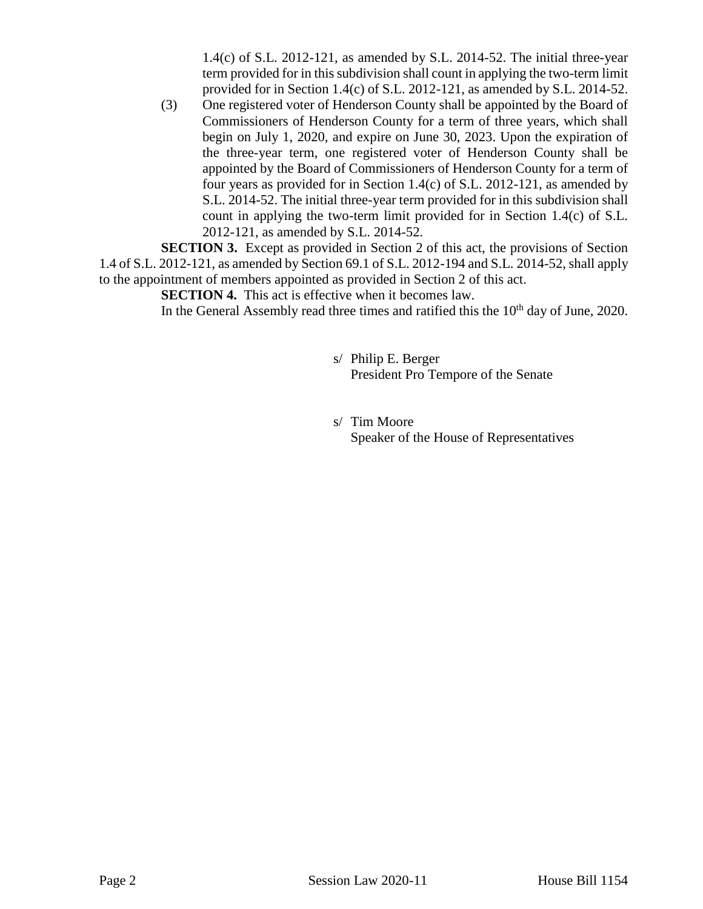1.4(c) of S.L. 2012-121, as amended by S.L. 2014-52. The initial three-year term provided for in this subdivision shall count in applying the two-term limit provided for in Section 1.4(c) of S.L. 2012-121, as amended by S.L. 2014-52.

(3) One registered voter of Henderson County shall be appointed by the Board of Commissioners of Henderson County for a term of three years, which shall begin on July 1, 2020, and expire on June 30, 2023. Upon the expiration of the three-year term, one registered voter of Henderson County shall be appointed by the Board of Commissioners of Henderson County for a term of four years as provided for in Section 1.4(c) of S.L. 2012-121, as amended by S.L. 2014-52. The initial three-year term provided for in this subdivision shall count in applying the two-term limit provided for in Section 1.4(c) of S.L. 2012-121, as amended by S.L. 2014-52.

**SECTION 3.** Except as provided in Section 2 of this act, the provisions of Section 1.4 of S.L. 2012-121, as amended by Section 69.1 of S.L. 2012-194 and S.L. 2014-52, shall apply to the appointment of members appointed as provided in Section 2 of this act.

**SECTION 4.** This act is effective when it becomes law.

In the General Assembly read three times and ratified this the 10th day of June, 2020.

s/ Philip E. Berger
President Pro Tempore of the Senate

s/ Tim Moore
Speaker of the House of Representatives